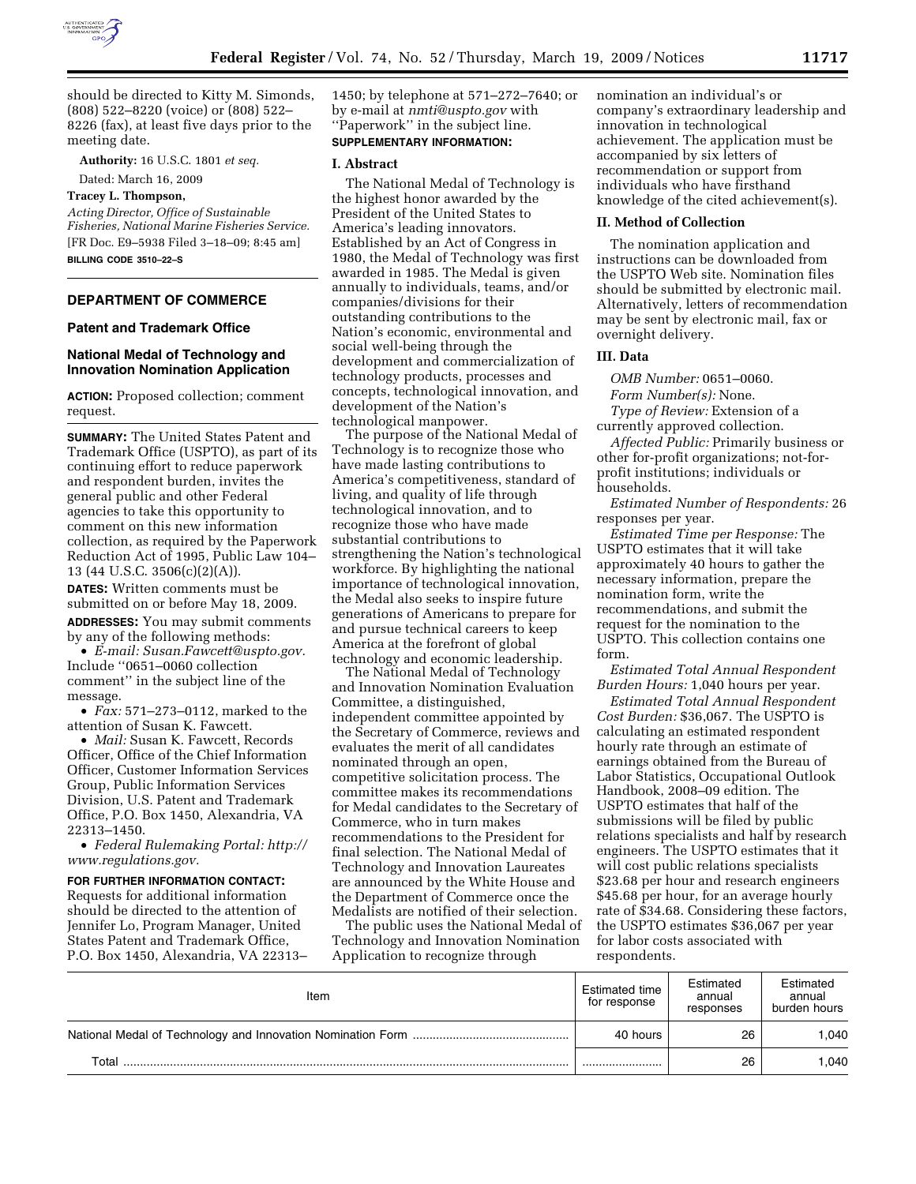should be directed to Kitty M. Simonds, (808) 522–8220 (voice) or (808) 522–8226 (fax), at least five days prior to the meeting date.

**Authority:** 16 U.S.C. 1801 *et seq.*

Dated: March 16, 2009

**Tracey L. Thompson,**

*Acting Director, Office of Sustainable Fisheries, National Marine Fisheries Service.*

[FR Doc. E9–5938 Filed 3–18–09; 8:45 am]

**BILLING CODE 3510–22–S**

---

## DEPARTMENT OF COMMERCE

### Patent and Trademark Office

### National Medal of Technology and Innovation Nomination Application

**ACTION:** Proposed collection; comment request.

**SUMMARY:** The United States Patent and Trademark Office (USPTO), as part of its continuing effort to reduce paperwork and respondent burden, invites the general public and other Federal agencies to take this opportunity to comment on this new information collection, as required by the Paperwork Reduction Act of 1995, Public Law 104–13 (44 U.S.C. 3506(c)(2)(A)).

**DATES:** Written comments must be submitted on or before May 18, 2009.

**ADDRESSES:** You may submit comments by any of the following methods:

- *E-mail: Susan.Fawcett@uspto.gov.* Include ''0651–0060 collection comment'' in the subject line of the message.
- *Fax:* 571–273–0112, marked to the attention of Susan K. Fawcett.
- *Mail:* Susan K. Fawcett, Records Officer, Office of the Chief Information Officer, Customer Information Services Group, Public Information Services Division, U.S. Patent and Trademark Office, P.O. Box 1450, Alexandria, VA 22313–1450.
- *Federal Rulemaking Portal: http://www.regulations.gov.*

**FOR FURTHER INFORMATION CONTACT:** Requests for additional information should be directed to the attention of Jennifer Lo, Program Manager, United States Patent and Trademark Office, P.O. Box 1450, Alexandria, VA 22313–1450; by telephone at 571–272–7640; or by e-mail at *nmti@uspto.gov* with ''Paperwork'' in the subject line.

**SUPPLEMENTARY INFORMATION:**

#### I. Abstract

The National Medal of Technology is the highest honor awarded by the President of the United States to America's leading innovators. Established by an Act of Congress in 1980, the Medal of Technology was first awarded in 1985. The Medal is given annually to individuals, teams, and/or companies/divisions for their outstanding contributions to the Nation's economic, environmental and social well-being through the development and commercialization of technology products, processes and concepts, technological innovation, and development of the Nation's technological manpower.

The purpose of the National Medal of Technology is to recognize those who have made lasting contributions to America's competitiveness, standard of living, and quality of life through technological innovation, and to recognize those who have made substantial contributions to strengthening the Nation's technological workforce. By highlighting the national importance of technological innovation, the Medal also seeks to inspire future generations of Americans to prepare for and pursue technical careers to keep America at the forefront of global technology and economic leadership.

The National Medal of Technology and Innovation Nomination Evaluation Committee, a distinguished, independent committee appointed by the Secretary of Commerce, reviews and evaluates the merit of all candidates nominated through an open, competitive solicitation process. The committee makes its recommendations for Medal candidates to the Secretary of Commerce, who in turn makes recommendations to the President for final selection. The National Medal of Technology and Innovation Laureates are announced by the White House and the Department of Commerce once the Medalists are notified of their selection.

The public uses the National Medal of Technology and Innovation Nomination Application to recognize through nomination an individual's or company's extraordinary leadership and innovation in technological achievement. The application must be accompanied by six letters of recommendation or support from individuals who have firsthand knowledge of the cited achievement(s).

#### II. Method of Collection

The nomination application and instructions can be downloaded from the USPTO Web site. Nomination files should be submitted by electronic mail. Alternatively, letters of recommendation may be sent by electronic mail, fax or overnight delivery.

#### III. Data

*OMB Number:* 0651–0060.

*Form Number(s):* None.

*Type of Review:* Extension of a currently approved collection.

*Affected Public:* Primarily business or other for-profit organizations; not-for-profit institutions; individuals or households.

*Estimated Number of Respondents:* 26 responses per year.

*Estimated Time per Response:* The USPTO estimates that it will take approximately 40 hours to gather the necessary information, prepare the nomination form, write the recommendations, and submit the request for the nomination to the USPTO. This collection contains one form.

*Estimated Total Annual Respondent Burden Hours:* 1,040 hours per year.

*Estimated Total Annual Respondent Cost Burden:* $36,067. The USPTO is calculating an estimated respondent hourly rate through an estimate of earnings obtained from the Bureau of Labor Statistics, Occupational Outlook Handbook, 2008–09 edition. The USPTO estimates that half of the submissions will be filed by public relations specialists and half by research engineers. The USPTO estimates that it will cost public relations specialists $23.68 per hour and research engineers $45.68 per hour, for an average hourly rate of $34.68. Considering these factors, the USPTO estimates $36,067 per year for labor costs associated with respondents.

| Item | Estimated time for response | Estimated annual responses | Estimated annual burden hours |
|---|---|---|---|
| National Medal of Technology and Innovation Nomination Form | 40 hours | 26 | 1,040 |
| Total | | 26 | 1,040 |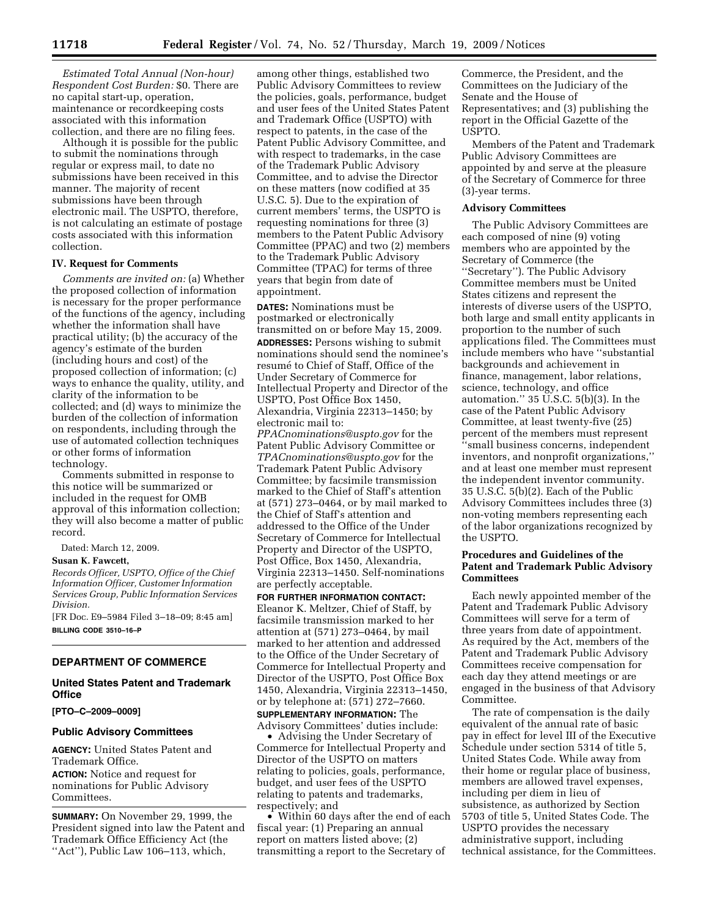*Estimated Total Annual (Non-hour) Respondent Cost Burden:* $0. There are no capital start-up, operation, maintenance or recordkeeping costs associated with this information collection, and there are no filing fees.

Although it is possible for the public to submit the nominations through regular or express mail, to date no submissions have been received in this manner. The majority of recent submissions have been through electronic mail. The USPTO, therefore, is not calculating an estimate of postage costs associated with this information collection.

### IV. Request for Comments

*Comments are invited on:* (a) Whether the proposed collection of information is necessary for the proper performance of the functions of the agency, including whether the information shall have practical utility; (b) the accuracy of the agency's estimate of the burden (including hours and cost) of the proposed collection of information; (c) ways to enhance the quality, utility, and clarity of the information to be collected; and (d) ways to minimize the burden of the collection of information on respondents, including through the use of automated collection techniques or other forms of information technology.

Comments submitted in response to this notice will be summarized or included in the request for OMB approval of this information collection; they will also become a matter of public record.

Dated: March 12, 2009.

**Susan K. Fawcett,**

*Records Officer, USPTO, Office of the Chief Information Officer, Customer Information Services Group, Public Information Services Division.*

[FR Doc. E9–5984 Filed 3–18–09; 8:45 am]

**BILLING CODE 3510–16–P**

---

## DEPARTMENT OF COMMERCE

### United States Patent and Trademark Office

**[PTO–C–2009–0009]**

### Public Advisory Committees

**AGENCY:** United States Patent and Trademark Office.

**ACTION:** Notice and request for nominations for Public Advisory Committees.

---

**SUMMARY:** On November 29, 1999, the President signed into law the Patent and Trademark Office Efficiency Act (the ''Act''), Public Law 106–113, which, among other things, established two Public Advisory Committees to review the policies, goals, performance, budget and user fees of the United States Patent and Trademark Office (USPTO) with respect to patents, in the case of the Patent Public Advisory Committee, and with respect to trademarks, in the case of the Trademark Public Advisory Committee, and to advise the Director on these matters (now codified at 35 U.S.C. 5). Due to the expiration of current members' terms, the USPTO is requesting nominations for three (3) members to the Patent Public Advisory Committee (PPAC) and two (2) members to the Trademark Public Advisory Committee (TPAC) for terms of three years that begin from date of appointment.

**DATES:** Nominations must be postmarked or electronically transmitted on or before May 15, 2009.

**ADDRESSES:** Persons wishing to submit nominations should send the nominee's resumé to Chief of Staff, Office of the Under Secretary of Commerce for Intellectual Property and Director of the USPTO, Post Office Box 1450, Alexandria, Virginia 22313–1450; by electronic mail to: *PPACnominations@uspto.gov* for the Patent Public Advisory Committee or *TPACnominations@uspto.gov* for the Trademark Patent Public Advisory Committee; by facsimile transmission marked to the Chief of Staff's attention at (571) 273–0464, or by mail marked to the Chief of Staff's attention and addressed to the Office of the Under Secretary of Commerce for Intellectual Property and Director of the USPTO, Post Office, Box 1450, Alexandria, Virginia 22313–1450. Self-nominations are perfectly acceptable.

**FOR FURTHER INFORMATION CONTACT:** Eleanor K. Meltzer, Chief of Staff, by facsimile transmission marked to her attention at (571) 273–0464, by mail marked to her attention and addressed to the Office of the Under Secretary of Commerce for Intellectual Property and Director of the USPTO, Post Office Box 1450, Alexandria, Virginia 22313–1450, or by telephone at: (571) 272–7660.

**SUPPLEMENTARY INFORMATION:** The Advisory Committees' duties include:

- Advising the Under Secretary of Commerce for Intellectual Property and Director of the USPTO on matters relating to policies, goals, performance, budget, and user fees of the USPTO relating to patents and trademarks, respectively; and
- Within 60 days after the end of each fiscal year: (1) Preparing an annual report on matters listed above; (2) transmitting a report to the Secretary of Commerce, the President, and the Committees on the Judiciary of the Senate and the House of Representatives; and (3) publishing the report in the Official Gazette of the USPTO.

Members of the Patent and Trademark Public Advisory Committees are appointed by and serve at the pleasure of the Secretary of Commerce for three (3)-year terms.

### Advisory Committees

The Public Advisory Committees are each composed of nine (9) voting members who are appointed by the Secretary of Commerce (the ''Secretary''). The Public Advisory Committee members must be United States citizens and represent the interests of diverse users of the USPTO, both large and small entity applicants in proportion to the number of such applications filed. The Committees must include members who have ''substantial backgrounds and achievement in finance, management, labor relations, science, technology, and office automation.'' 35 U.S.C. 5(b)(3). In the case of the Patent Public Advisory Committee, at least twenty-five (25) percent of the members must represent ''small business concerns, independent inventors, and nonprofit organizations,'' and at least one member must represent the independent inventor community. 35 U.S.C. 5(b)(2). Each of the Public Advisory Committees includes three (3) non-voting members representing each of the labor organizations recognized by the USPTO.

### Procedures and Guidelines of the Patent and Trademark Public Advisory Committees

Each newly appointed member of the Patent and Trademark Public Advisory Committees will serve for a term of three years from date of appointment. As required by the Act, members of the Patent and Trademark Public Advisory Committees receive compensation for each day they attend meetings or are engaged in the business of that Advisory Committee.

The rate of compensation is the daily equivalent of the annual rate of basic pay in effect for level III of the Executive Schedule under section 5314 of title 5, United States Code. While away from their home or regular place of business, members are allowed travel expenses, including per diem in lieu of subsistence, as authorized by Section 5703 of title 5, United States Code. The USPTO provides the necessary administrative support, including technical assistance, for the Committees.